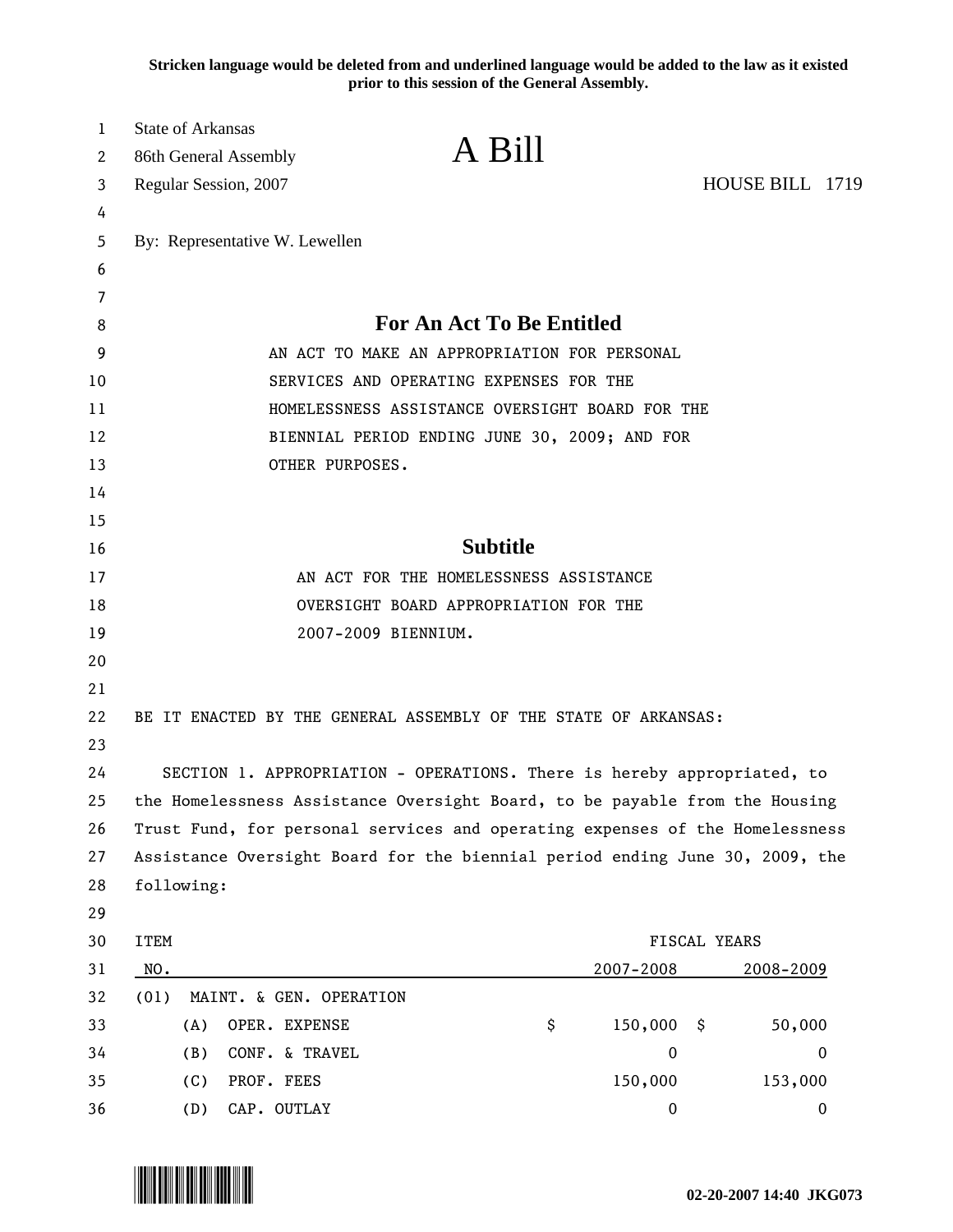**Stricken language would be deleted from and underlined language would be added to the law as it existed prior to this session of the General Assembly.**

State of Arkansas
86th General Assembly
Regular Session, 2007

# A Bill

HOUSE BILL 1719

By: Representative W. Lewellen

## For An Act To Be Entitled

AN ACT TO MAKE AN APPROPRIATION FOR PERSONAL SERVICES AND OPERATING EXPENSES FOR THE HOMELESSNESS ASSISTANCE OVERSIGHT BOARD FOR THE BIENNIAL PERIOD ENDING JUNE 30, 2009; AND FOR OTHER PURPOSES.

## Subtitle

AN ACT FOR THE HOMELESSNESS ASSISTANCE OVERSIGHT BOARD APPROPRIATION FOR THE 2007-2009 BIENNIUM.

BE IT ENACTED BY THE GENERAL ASSEMBLY OF THE STATE OF ARKANSAS:

SECTION 1. APPROPRIATION - OPERATIONS. There is hereby appropriated, to the Homelessness Assistance Oversight Board, to be payable from the Housing Trust Fund, for personal services and operating expenses of the Homelessness Assistance Oversight Board for the biennial period ending June 30, 2009, the following:

| ITEM NO. | | FISCAL YEARS 2007-2008 | 2008-2009 |
|---|---|---|---|
| (01) | MAINT. & GEN. OPERATION | | |
| | (A) OPER. EXPENSE | $ 150,000 | $ 50,000 |
| | (B) CONF. & TRAVEL | 0 | 0 |
| | (C) PROF. FEES | 150,000 | 153,000 |
| | (D) CAP. OUTLAY | 0 | 0 |

02-20-2007 14:40 JKG073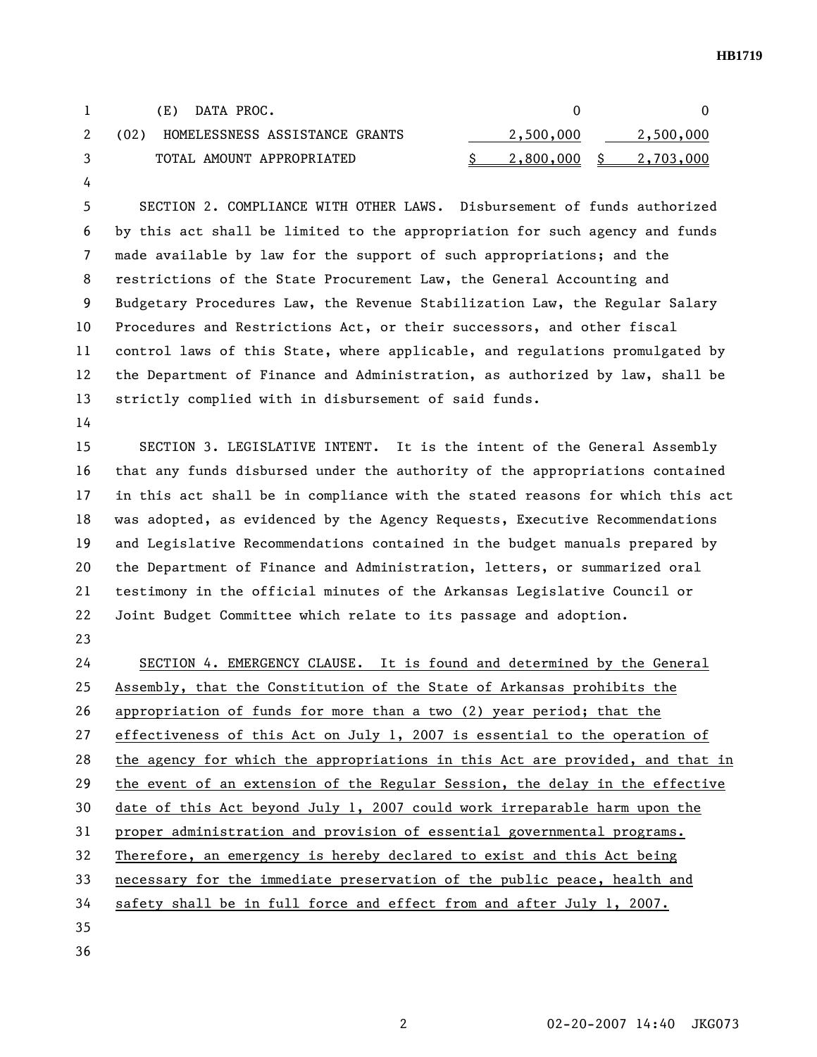| | | |
|---|---|---|
| (E) DATA PROC. | 0 | 0 |
| (02) HOMELESSNESS ASSISTANCE GRANTS | 2,500,000 | 2,500,000 |
| TOTAL AMOUNT APPROPRIATED | $ 2,800,000 | $ 2,703,000 |

SECTION 2. COMPLIANCE WITH OTHER LAWS. Disbursement of funds authorized by this act shall be limited to the appropriation for such agency and funds made available by law for the support of such appropriations; and the restrictions of the State Procurement Law, the General Accounting and Budgetary Procedures Law, the Revenue Stabilization Law, the Regular Salary Procedures and Restrictions Act, or their successors, and other fiscal control laws of this State, where applicable, and regulations promulgated by the Department of Finance and Administration, as authorized by law, shall be strictly complied with in disbursement of said funds.

SECTION 3. LEGISLATIVE INTENT. It is the intent of the General Assembly that any funds disbursed under the authority of the appropriations contained in this act shall be in compliance with the stated reasons for which this act was adopted, as evidenced by the Agency Requests, Executive Recommendations and Legislative Recommendations contained in the budget manuals prepared by the Department of Finance and Administration, letters, or summarized oral testimony in the official minutes of the Arkansas Legislative Council or Joint Budget Committee which relate to its passage and adoption.

SECTION 4. EMERGENCY CLAUSE. It is found and determined by the General Assembly, that the Constitution of the State of Arkansas prohibits the appropriation of funds for more than a two (2) year period; that the effectiveness of this Act on July 1, 2007 is essential to the operation of the agency for which the appropriations in this Act are provided, and that in the event of an extension of the Regular Session, the delay in the effective date of this Act beyond July 1, 2007 could work irreparable harm upon the proper administration and provision of essential governmental programs. Therefore, an emergency is hereby declared to exist and this Act being necessary for the immediate preservation of the public peace, health and safety shall be in full force and effect from and after July 1, 2007.